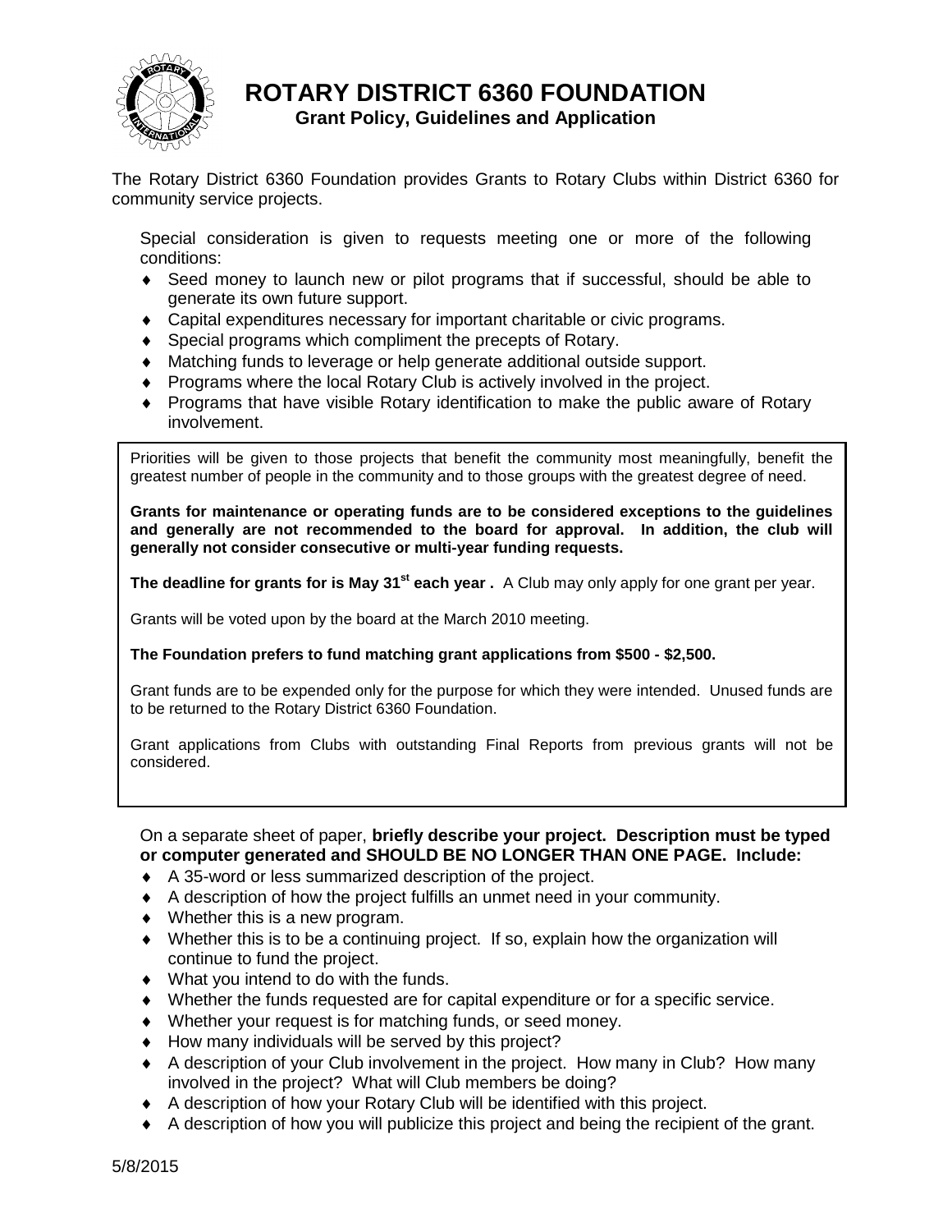# ROTARY DISTRICT 6360 FOUNDATION

## Grant Policy, Guidelines and Application

The Rotary District 6360 Foundation provides Grants to Rotary Clubs within District 6360 for community service projects.

Special consideration is given to requests meeting one or more of the following conditions:

- Seed money to launch new or pilot programs that if successful, should be able to generate its own future support.
- Capital expenditures necessary for important charitable or civic programs.
- Special programs which compliment the precepts of Rotary.
- Matching funds to leverage or help generate additional outside support.
- Programs where the local Rotary Club is actively involved in the project.
- Programs that have visible Rotary identification to make the public aware of Rotary involvement.

Priorities will be given to those projects that benefit the community most meaningfully, benefit the greatest number of people in the community and to those groups with the greatest degree of need.

**Grants for maintenance or operating funds are to be considered exceptions to the guidelines and generally are not recommended to the board for approval. In addition, the club will generally not consider consecutive or multi-year funding requests.**

**The deadline for grants for is May 31st each year .** A Club may only apply for one grant per year.

Grants will be voted upon by the board at the March 2010 meeting.

**The Foundation prefers to fund matching grant applications from $500 - $2,500.**

Grant funds are to be expended only for the purpose for which they were intended. Unused funds are to be returned to the Rotary District 6360 Foundation.

Grant applications from Clubs with outstanding Final Reports from previous grants will not be considered.

On a separate sheet of paper, **briefly describe your project. Description must be typed or computer generated and SHOULD BE NO LONGER THAN ONE PAGE. Include:**

- A 35-word or less summarized description of the project.
- A description of how the project fulfills an unmet need in your community.
- Whether this is a new program.
- Whether this is to be a continuing project. If so, explain how the organization will continue to fund the project.
- What you intend to do with the funds.
- Whether the funds requested are for capital expenditure or for a specific service.
- Whether your request is for matching funds, or seed money.
- How many individuals will be served by this project?
- A description of your Club involvement in the project. How many in Club? How many involved in the project? What will Club members be doing?
- A description of how your Rotary Club will be identified with this project.
- A description of how you will publicize this project and being the recipient of the grant.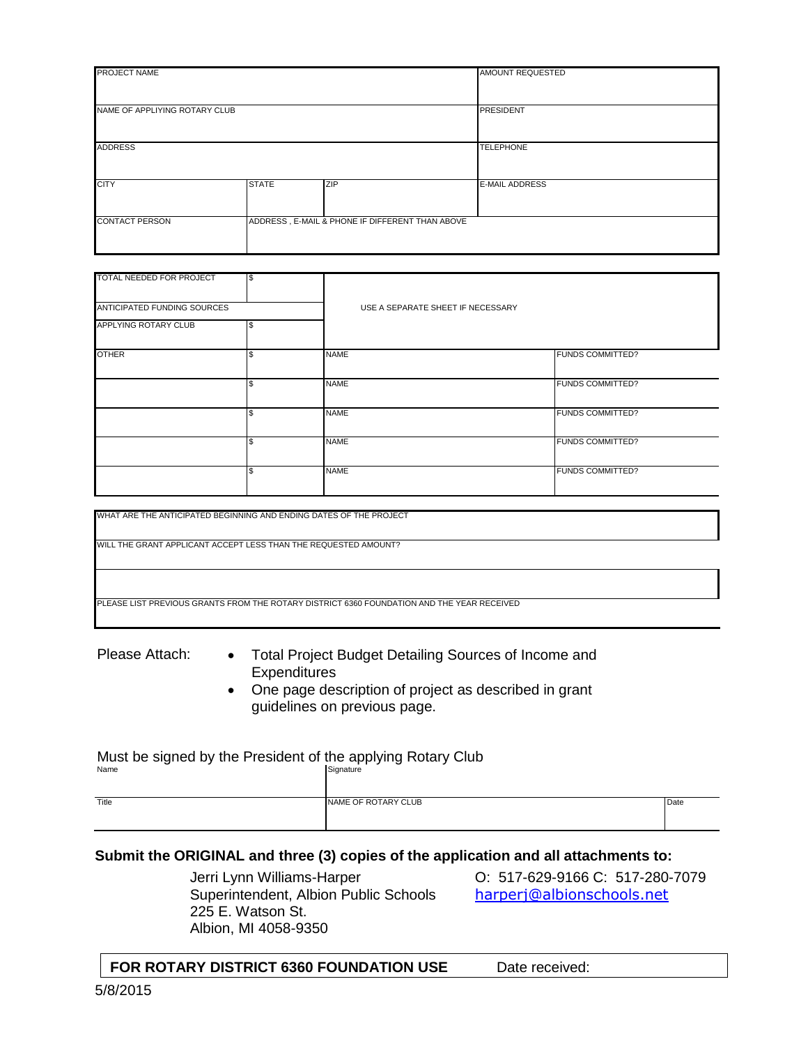| | | | |
|---|---|---|---|
| PROJECT NAME | | | AMOUNT REQUESTED |
| NAME OF APPLIYING ROTARY CLUB | | | PRESIDENT |
| ADDRESS | | | TELEPHONE |
| CITY | STATE | ZIP | E-MAIL ADDRESS |
| CONTACT PERSON | ADDRESS , E-MAIL & PHONE IF DIFFERENT THAN ABOVE | | |

| | | | |
|---|---|---|---|
| TOTAL NEEDED FOR PROJECT | $ | | |
| ANTICIPATED FUNDING SOURCES | | USE A SEPARATE SHEET IF NECESSARY | |
| APPLYING ROTARY CLUB | $ | | |
| OTHER | $ | NAME | FUNDS COMMITTED? |
| | $ | NAME | FUNDS COMMITTED? |
| | $ | NAME | FUNDS COMMITTED? |
| | $ | NAME | FUNDS COMMITTED? |
| | $ | NAME | FUNDS COMMITTED? |

| |
|---|
| WHAT ARE THE ANTICIPATED BEGINNING AND ENDING DATES OF THE PROJECT |
| WILL THE GRANT APPLICANT ACCEPT LESS THAN THE REQUESTED AMOUNT? |
| |
| PLEASE LIST PREVIOUS GRANTS FROM THE ROTARY DISTRICT 6360 FOUNDATION AND THE YEAR RECEIVED |

Please Attach:

- Total Project Budget Detailing Sources of Income and Expenditures
- One page description of project as described in grant guidelines on previous page.

Must be signed by the President of the applying Rotary Club

| | | |
|---|---|---|
| Name | Signature | |
| Title | NAME OF ROTARY CLUB | Date |

**Submit the ORIGINAL and three (3) copies of the application and all attachments to:**

Jerri Lynn Williams-Harper
Superintendent, Albion Public Schools
225 E. Watson St.
Albion, MI 4058-9350

O: 517-629-9166 C: 517-280-7079
harperj@albionschools.net

| | |
|---|---|
| **FOR ROTARY DISTRICT 6360 FOUNDATION USE** | Date received: |

5/8/2015